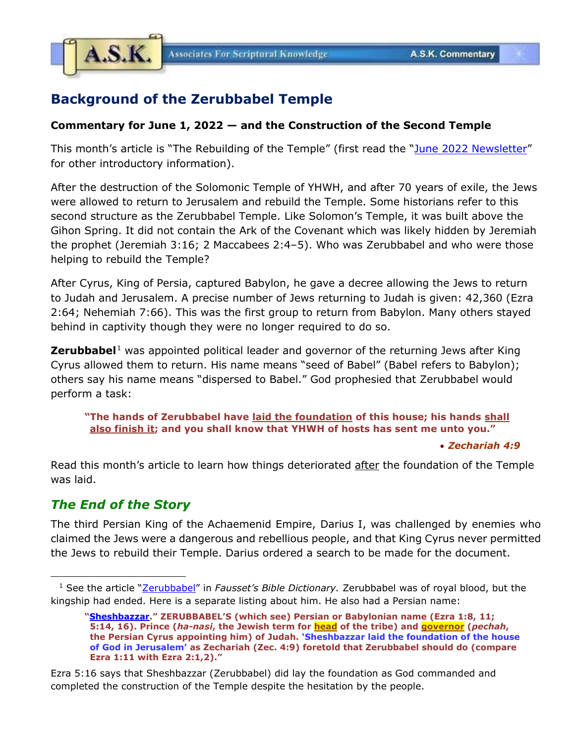# Background of the Zerubbabel Temple

**Commentary for June 1, 2022 — and the Construction of the Second Temple**

This month's article is "The Rebuilding of the Temple" (first read the "June 2022 Newsletter" for other introductory information).

After the destruction of the Solomonic Temple of YHWH, and after 70 years of exile, the Jews were allowed to return to Jerusalem and rebuild the Temple. Some historians refer to this second structure as the Zerubbabel Temple. Like Solomon's Temple, it was built above the Gihon Spring. It did not contain the Ark of the Covenant which was likely hidden by Jeremiah the prophet (Jeremiah 3:16; 2 Maccabees 2:4–5). Who was Zerubbabel and who were those helping to rebuild the Temple?

After Cyrus, King of Persia, captured Babylon, he gave a decree allowing the Jews to return to Judah and Jerusalem. A precise number of Jews returning to Judah is given: 42,360 (Ezra 2:64; Nehemiah 7:66). This was the first group to return from Babylon. Many others stayed behind in captivity though they were no longer required to do so.

**Zerubbabel**[1] was appointed political leader and governor of the returning Jews after King Cyrus allowed them to return. His name means "seed of Babel" (Babel refers to Babylon); others say his name means "dispersed to Babel." God prophesied that Zerubbabel would perform a task:

> **"The hands of Zerubbabel have laid the foundation of this house; his hands shall also finish it; and you shall know that YHWH of hosts has sent me unto you."**
>
> • ***Zechariah 4:9***

Read this month's article to learn how things deteriorated after the foundation of the Temple was laid.

## *The End of the Story*

The third Persian King of the Achaemenid Empire, Darius I, was challenged by enemies who claimed the Jews were a dangerous and rebellious people, and that King Cyrus never permitted the Jews to rebuild their Temple. Darius ordered a search to be made for the document.

---

[1] See the article "Zerubbabel" in *Fausset's Bible Dictionary.* Zerubbabel was of royal blood, but the kingship had ended. Here is a separate listing about him. He also had a Persian name:

> **"Sheshbazzar." ZERUBBABEL'S (which see) Persian or Babylonian name (Ezra 1:8, 11; 5:14, 16). Prince (*ha-nasi*, the Jewish term for head of the tribe) and governor (*pechah*, the Persian Cyrus appointing him) of Judah. 'Sheshbazzar laid the foundation of the house of God in Jerusalem' as Zechariah (Zec. 4:9) foretold that Zerubbabel should do (compare Ezra 1:11 with Ezra 2:1,2)."**

Ezra 5:16 says that Sheshbazzar (Zerubbabel) did lay the foundation as God commanded and completed the construction of the Temple despite the hesitation by the people.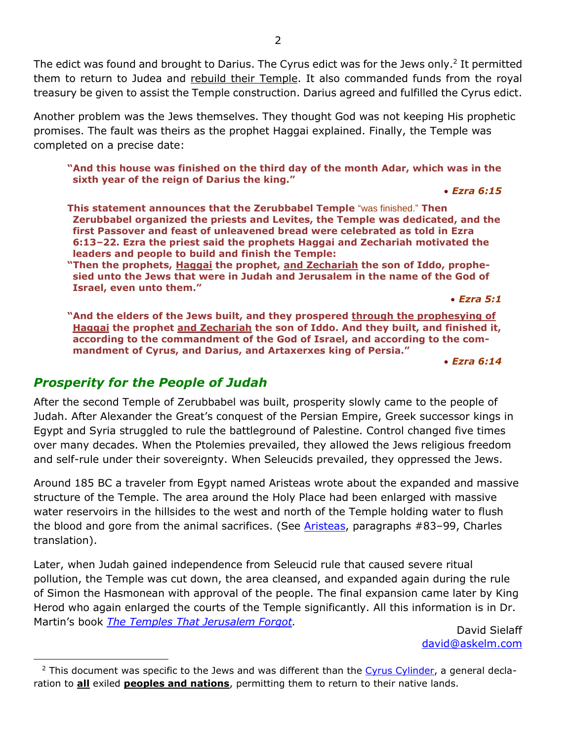The edict was found and brought to Darius. The Cyrus edict was for the Jews only.[2] It permitted them to return to Judea and rebuild their Temple. It also commanded funds from the royal treasury be given to assist the Temple construction. Darius agreed and fulfilled the Cyrus edict.

Another problem was the Jews themselves. They thought God was not keeping His prophetic promises. The fault was theirs as the prophet Haggai explained. Finally, the Temple was completed on a precise date:

> **"And this house was finished on the third day of the month Adar, which was in the sixth year of the reign of Darius the king."**
>
> • ***Ezra 6:15***

> **This statement announces that the Zerubbabel Temple** "was finished." **Then Zerubbabel organized the priests and Levites, the Temple was dedicated, and the first Passover and feast of unleavened bread were celebrated as told in Ezra 6:13–22. Ezra the priest said the prophets Haggai and Zechariah motivated the leaders and people to build and finish the Temple:**
>
> **"Then the prophets, Haggai the prophet, and Zechariah the son of Iddo, prophesied unto the Jews that were in Judah and Jerusalem in the name of the God of Israel, even unto them."**
>
> • ***Ezra 5:1***

> **"And the elders of the Jews built, and they prospered through the prophesying of Haggai the prophet and Zechariah the son of Iddo. And they built, and finished it, according to the commandment of the God of Israel, and according to the commandment of Cyrus, and Darius, and Artaxerxes king of Persia."**
>
> • ***Ezra 6:14***

## *Prosperity for the People of Judah*

After the second Temple of Zerubbabel was built, prosperity slowly came to the people of Judah. After Alexander the Great's conquest of the Persian Empire, Greek successor kings in Egypt and Syria struggled to rule the battleground of Palestine. Control changed five times over many decades. When the Ptolemies prevailed, they allowed the Jews religious freedom and self-rule under their sovereignty. When Seleucids prevailed, they oppressed the Jews.

Around 185 BC a traveler from Egypt named Aristeas wrote about the expanded and massive structure of the Temple. The area around the Holy Place had been enlarged with massive water reservoirs in the hillsides to the west and north of the Temple holding water to flush the blood and gore from the animal sacrifices. (See Aristeas, paragraphs #83–99, Charles translation).

Later, when Judah gained independence from Seleucid rule that caused severe ritual pollution, the Temple was cut down, the area cleansed, and expanded again during the rule of Simon the Hasmonean with approval of the people. The final expansion came later by King Herod who again enlarged the courts of the Temple significantly. All this information is in Dr. Martin's book *The Temples That Jerusalem Forgot.*

David Sielaff
david@askelm.com

---

[2] This document was specific to the Jews and was different than the Cyrus Cylinder, a general declaration to **all** exiled **peoples and nations**, permitting them to return to their native lands.